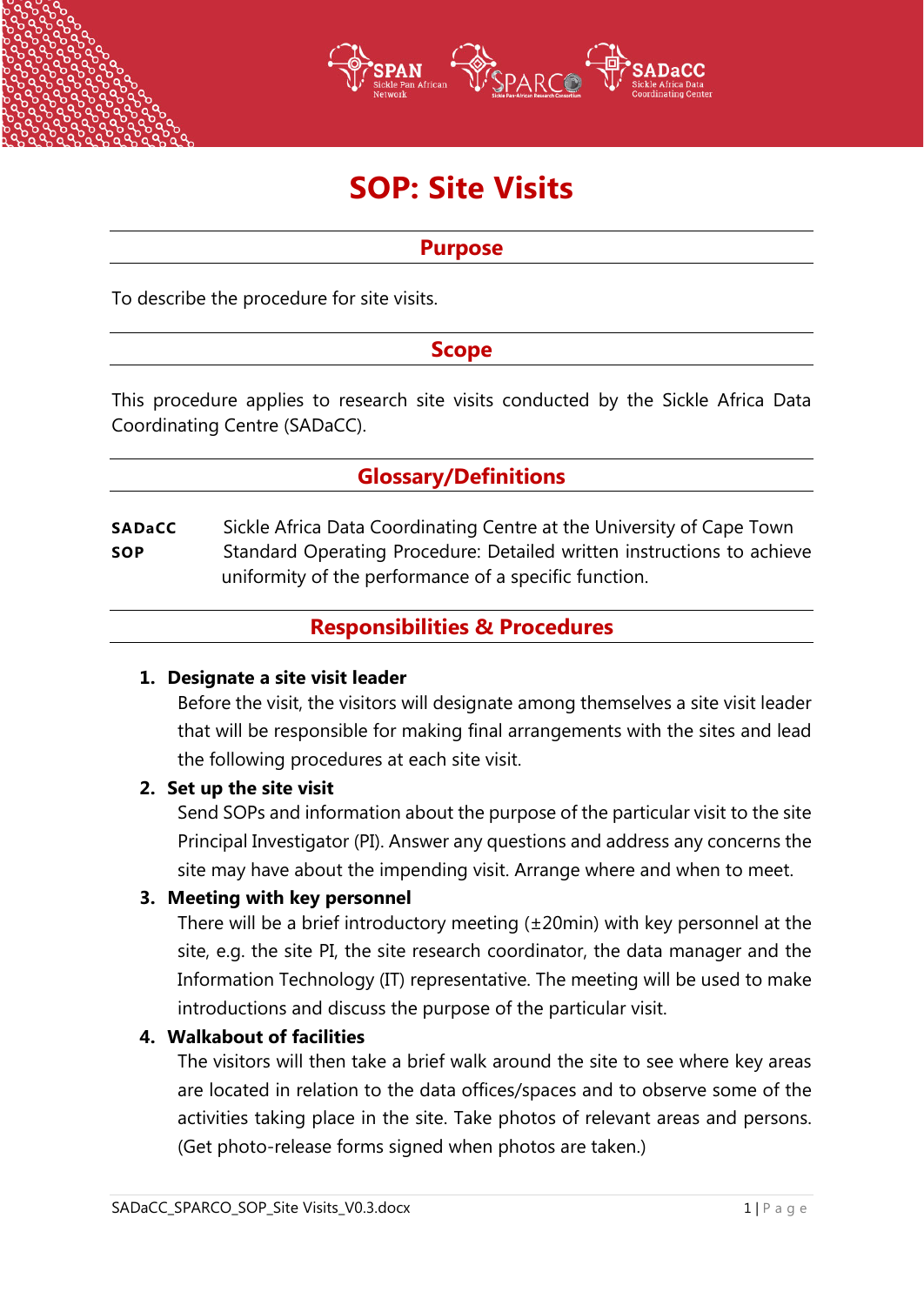# SOP: Site Visits

## Purpose

To describe the procedure for site visits.

## Scope

This procedure applies to research site visits conducted by the Sickle Africa Data Coordinating Centre (SADaCC).

## Glossary/Definitions

| | |
|---|---|
| **SADaCC** | Sickle Africa Data Coordinating Centre at the University of Cape Town |
| **SOP** | Standard Operating Procedure: Detailed written instructions to achieve uniformity of the performance of a specific function. |

## Responsibilities & Procedures

1. **Designate a site visit leader**
   Before the visit, the visitors will designate among themselves a site visit leader that will be responsible for making final arrangements with the sites and lead the following procedures at each site visit.
2. **Set up the site visit**
   Send SOPs and information about the purpose of the particular visit to the site Principal Investigator (PI). Answer any questions and address any concerns the site may have about the impending visit. Arrange where and when to meet.
3. **Meeting with key personnel**
   There will be a brief introductory meeting (±20min) with key personnel at the site, e.g. the site PI, the site research coordinator, the data manager and the Information Technology (IT) representative. The meeting will be used to make introductions and discuss the purpose of the particular visit.
4. **Walkabout of facilities**
   The visitors will then take a brief walk around the site to see where key areas are located in relation to the data offices/spaces and to observe some of the activities taking place in the site. Take photos of relevant areas and persons. (Get photo-release forms signed when photos are taken.)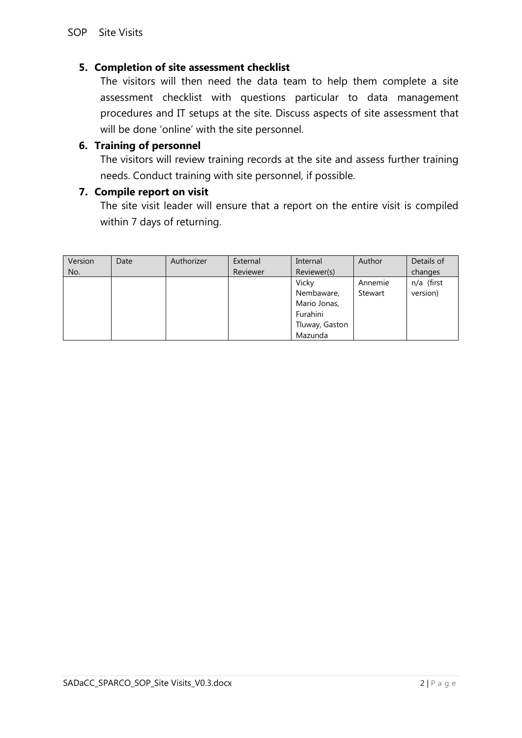5. **Completion of site assessment checklist**

   The visitors will then need the data team to help them complete a site assessment checklist with questions particular to data management procedures and IT setups at the site. Discuss aspects of site assessment that will be done 'online' with the site personnel.

6. **Training of personnel**

   The visitors will review training records at the site and assess further training needs. Conduct training with site personnel, if possible.

7. **Compile report on visit**

   The site visit leader will ensure that a report on the entire visit is compiled within 7 days of returning.

| Version No. | Date | Authorizer | External Reviewer | Internal Reviewer(s) | Author | Details of changes |
|---|---|---|---|---|---|---|
| | | | | Vicky Nembaware, Mario Jonas, Furahini Tluway, Gaston Mazunda | Annemie Stewart | n/a (first version) |